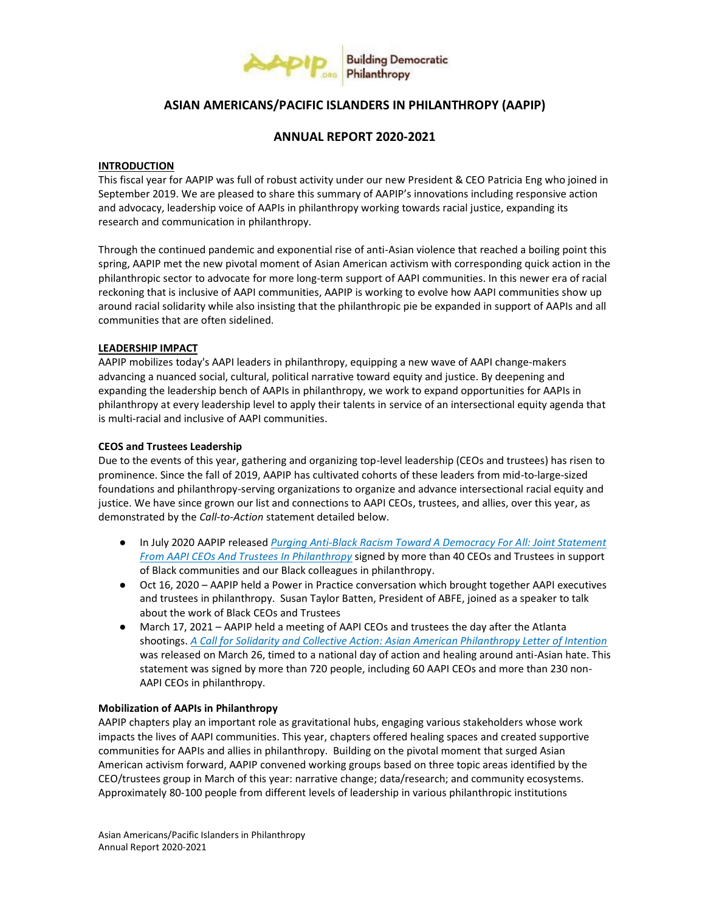# ASIAN AMERICANS/PACIFIC ISLANDERS IN PHILANTHROPY (AAPIP)

## ANNUAL REPORT 2020-2021

### INTRODUCTION

This fiscal year for AAPIP was full of robust activity under our new President & CEO Patricia Eng who joined in September 2019. We are pleased to share this summary of AAPIP's innovations including responsive action and advocacy, leadership voice of AAPIs in philanthropy working towards racial justice, expanding its research and communication in philanthropy.

Through the continued pandemic and exponential rise of anti-Asian violence that reached a boiling point this spring, AAPIP met the new pivotal moment of Asian American activism with corresponding quick action in the philanthropic sector to advocate for more long-term support of AAPI communities. In this newer era of racial reckoning that is inclusive of AAPI communities, AAPIP is working to evolve how AAPI communities show up around racial solidarity while also insisting that the philanthropic pie be expanded in support of AAPIs and all communities that are often sidelined.

### LEADERSHIP IMPACT

AAPIP mobilizes today's AAPI leaders in philanthropy, equipping a new wave of AAPI change-makers advancing a nuanced social, cultural, political narrative toward equity and justice. By deepening and expanding the leadership bench of AAPIs in philanthropy, we work to expand opportunities for AAPIs in philanthropy at every leadership level to apply their talents in service of an intersectional equity agenda that is multi-racial and inclusive of AAPI communities.

**CEOS and Trustees Leadership**

Due to the events of this year, gathering and organizing top-level leadership (CEOs and trustees) has risen to prominence. Since the fall of 2019, AAPIP has cultivated cohorts of these leaders from mid-to-large-sized foundations and philanthropy-serving organizations to organize and advance intersectional racial equity and justice. We have since grown our list and connections to AAPI CEOs, trustees, and allies, over this year, as demonstrated by the *Call-to-Action* statement detailed below.

- In July 2020 AAPIP released *Purging Anti-Black Racism Toward A Democracy For All: Joint Statement From AAPI CEOs And Trustees In Philanthropy* signed by more than 40 CEOs and Trustees in support of Black communities and our Black colleagues in philanthropy.
- Oct 16, 2020 – AAPIP held a Power in Practice conversation which brought together AAPI executives and trustees in philanthropy. Susan Taylor Batten, President of ABFE, joined as a speaker to talk about the work of Black CEOs and Trustees
- March 17, 2021 – AAPIP held a meeting of AAPI CEOs and trustees the day after the Atlanta shootings. *A Call for Solidarity and Collective Action: Asian American Philanthropy Letter of Intention* was released on March 26, timed to a national day of action and healing around anti-Asian hate. This statement was signed by more than 720 people, including 60 AAPI CEOs and more than 230 non-AAPI CEOs in philanthropy.

**Mobilization of AAPIs in Philanthropy**

AAPIP chapters play an important role as gravitational hubs, engaging various stakeholders whose work impacts the lives of AAPI communities. This year, chapters offered healing spaces and created supportive communities for AAPIs and allies in philanthropy. Building on the pivotal moment that surged Asian American activism forward, AAPIP convened working groups based on three topic areas identified by the CEO/trustees group in March of this year: narrative change; data/research; and community ecosystems. Approximately 80-100 people from different levels of leadership in various philanthropic institutions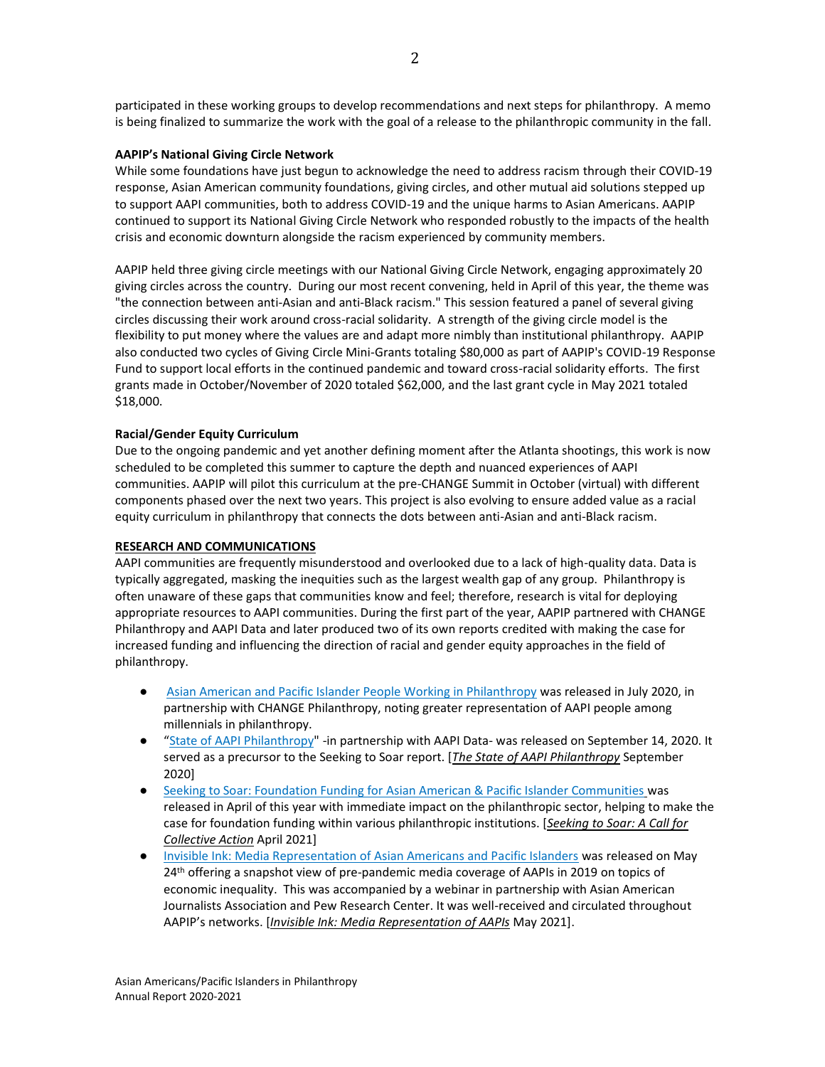participated in these working groups to develop recommendations and next steps for philanthropy. A memo is being finalized to summarize the work with the goal of a release to the philanthropic community in the fall.

**AAPIP's National Giving Circle Network**

While some foundations have just begun to acknowledge the need to address racism through their COVID-19 response, Asian American community foundations, giving circles, and other mutual aid solutions stepped up to support AAPI communities, both to address COVID-19 and the unique harms to Asian Americans. AAPIP continued to support its National Giving Circle Network who responded robustly to the impacts of the health crisis and economic downturn alongside the racism experienced by community members.

AAPIP held three giving circle meetings with our National Giving Circle Network, engaging approximately 20 giving circles across the country. During our most recent convening, held in April of this year, the theme was "the connection between anti-Asian and anti-Black racism." This session featured a panel of several giving circles discussing their work around cross-racial solidarity. A strength of the giving circle model is the flexibility to put money where the values are and adapt more nimbly than institutional philanthropy. AAPIP also conducted two cycles of Giving Circle Mini-Grants totaling $80,000 as part of AAPIP's COVID-19 Response Fund to support local efforts in the continued pandemic and toward cross-racial solidarity efforts. The first grants made in October/November of 2020 totaled $62,000, and the last grant cycle in May 2021 totaled $18,000.

**Racial/Gender Equity Curriculum**

Due to the ongoing pandemic and yet another defining moment after the Atlanta shootings, this work is now scheduled to be completed this summer to capture the depth and nuanced experiences of AAPI communities. AAPIP will pilot this curriculum at the pre-CHANGE Summit in October (virtual) with different components phased over the next two years. This project is also evolving to ensure added value as a racial equity curriculum in philanthropy that connects the dots between anti-Asian and anti-Black racism.

**RESEARCH AND COMMUNICATIONS**

AAPI communities are frequently misunderstood and overlooked due to a lack of high-quality data. Data is typically aggregated, masking the inequities such as the largest wealth gap of any group. Philanthropy is often unaware of these gaps that communities know and feel; therefore, research is vital for deploying appropriate resources to AAPI communities. During the first part of the year, AAPIP partnered with CHANGE Philanthropy and AAPI Data and later produced two of its own reports credited with making the case for increased funding and influencing the direction of racial and gender equity approaches in the field of philanthropy.

- Asian American and Pacific Islander People Working in Philanthropy was released in July 2020, in partnership with CHANGE Philanthropy, noting greater representation of AAPI people among millennials in philanthropy.
- "State of AAPI Philanthropy" -in partnership with AAPI Data- was released on September 14, 2020. It served as a precursor to the Seeking to Soar report. [*The State of AAPI Philanthropy* September 2020]
- Seeking to Soar: Foundation Funding for Asian American & Pacific Islander Communities was released in April of this year with immediate impact on the philanthropic sector, helping to make the case for foundation funding within various philanthropic institutions. [*Seeking to Soar: A Call for Collective Action* April 2021]
- Invisible Ink: Media Representation of Asian Americans and Pacific Islanders was released on May 24th offering a snapshot view of pre-pandemic media coverage of AAPIs in 2019 on topics of economic inequality. This was accompanied by a webinar in partnership with Asian American Journalists Association and Pew Research Center. It was well-received and circulated throughout AAPIP's networks. [*Invisible Ink: Media Representation of AAPIs* May 2021].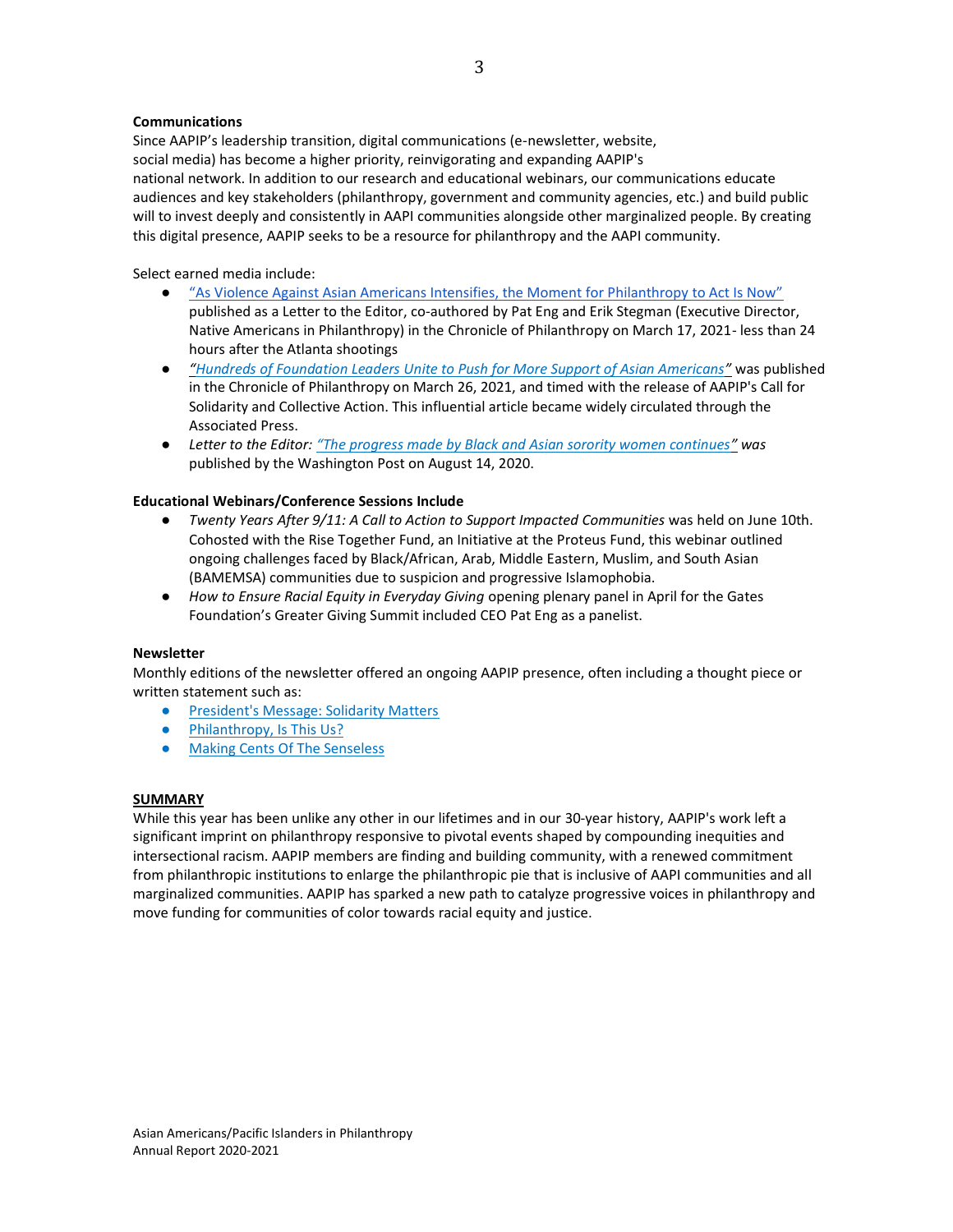**Communications**

Since AAPIP's leadership transition, digital communications (e-newsletter, website, social media) has become a higher priority, reinvigorating and expanding AAPIP's national network. In addition to our research and educational webinars, our communications educate audiences and key stakeholders (philanthropy, government and community agencies, etc.) and build public will to invest deeply and consistently in AAPI communities alongside other marginalized people. By creating this digital presence, AAPIP seeks to be a resource for philanthropy and the AAPI community.

Select earned media include:

- "As Violence Against Asian Americans Intensifies, the Moment for Philanthropy to Act Is Now" published as a Letter to the Editor, co-authored by Pat Eng and Erik Stegman (Executive Director, Native Americans in Philanthropy) in the Chronicle of Philanthropy on March 17, 2021- less than 24 hours after the Atlanta shootings
- *"Hundreds of Foundation Leaders Unite to Push for More Support of Asian Americans"* was published in the Chronicle of Philanthropy on March 26, 2021, and timed with the release of AAPIP's Call for Solidarity and Collective Action. This influential article became widely circulated through the Associated Press.
- *Letter to the Editor: "The progress made by Black and Asian sorority women continues" was* published by the Washington Post on August 14, 2020.

**Educational Webinars/Conference Sessions Include**

- *Twenty Years After 9/11: A Call to Action to Support Impacted Communities* was held on June 10th. Cohosted with the Rise Together Fund, an Initiative at the Proteus Fund, this webinar outlined ongoing challenges faced by Black/African, Arab, Middle Eastern, Muslim, and South Asian (BAMEMSA) communities due to suspicion and progressive Islamophobia.
- *How to Ensure Racial Equity in Everyday Giving* opening plenary panel in April for the Gates Foundation's Greater Giving Summit included CEO Pat Eng as a panelist.

**Newsletter**

Monthly editions of the newsletter offered an ongoing AAPIP presence, often including a thought piece or written statement such as:

- President's Message: Solidarity Matters
- Philanthropy, Is This Us?
- Making Cents Of The Senseless

**SUMMARY**

While this year has been unlike any other in our lifetimes and in our 30-year history, AAPIP's work left a significant imprint on philanthropy responsive to pivotal events shaped by compounding inequities and intersectional racism. AAPIP members are finding and building community, with a renewed commitment from philanthropic institutions to enlarge the philanthropic pie that is inclusive of AAPI communities and all marginalized communities. AAPIP has sparked a new path to catalyze progressive voices in philanthropy and move funding for communities of color towards racial equity and justice.